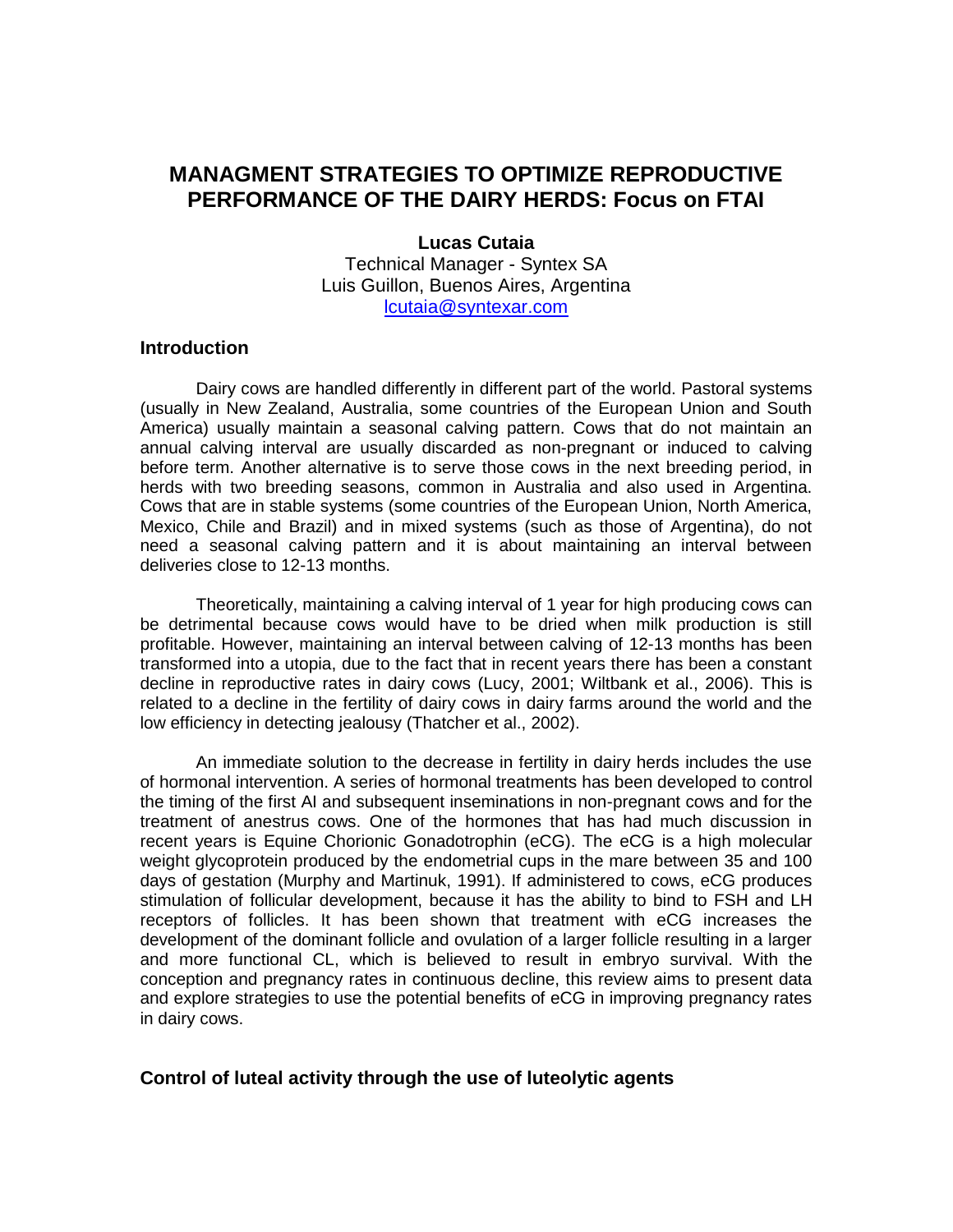# MANAGMENT STRATEGIES TO OPTIMIZE REPRODUCTIVE PERFORMANCE OF THE DAIRY HERDS: Focus on FTAI

**Lucas Cutaia**

Technical Manager - Syntex SA
Luis Guillon, Buenos Aires, Argentina
lcutaia@syntexar.com

## Introduction

Dairy cows are handled differently in different part of the world. Pastoral systems (usually in New Zealand, Australia, some countries of the European Union and South America) usually maintain a seasonal calving pattern. Cows that do not maintain an annual calving interval are usually discarded as non-pregnant or induced to calving before term. Another alternative is to serve those cows in the next breeding period, in herds with two breeding seasons, common in Australia and also used in Argentina. Cows that are in stable systems (some countries of the European Union, North America, Mexico, Chile and Brazil) and in mixed systems (such as those of Argentina), do not need a seasonal calving pattern and it is about maintaining an interval between deliveries close to 12-13 months.

Theoretically, maintaining a calving interval of 1 year for high producing cows can be detrimental because cows would have to be dried when milk production is still profitable. However, maintaining an interval between calving of 12-13 months has been transformed into a utopia, due to the fact that in recent years there has been a constant decline in reproductive rates in dairy cows (Lucy, 2001; Wiltbank et al., 2006). This is related to a decline in the fertility of dairy cows in dairy farms around the world and the low efficiency in detecting jealousy (Thatcher et al., 2002).

An immediate solution to the decrease in fertility in dairy herds includes the use of hormonal intervention. A series of hormonal treatments has been developed to control the timing of the first AI and subsequent inseminations in non-pregnant cows and for the treatment of anestrus cows. One of the hormones that has had much discussion in recent years is Equine Chorionic Gonadotrophin (eCG). The eCG is a high molecular weight glycoprotein produced by the endometrial cups in the mare between 35 and 100 days of gestation (Murphy and Martinuk, 1991). If administered to cows, eCG produces stimulation of follicular development, because it has the ability to bind to FSH and LH receptors of follicles. It has been shown that treatment with eCG increases the development of the dominant follicle and ovulation of a larger follicle resulting in a larger and more functional CL, which is believed to result in embryo survival. With the conception and pregnancy rates in continuous decline, this review aims to present data and explore strategies to use the potential benefits of eCG in improving pregnancy rates in dairy cows.

## Control of luteal activity through the use of luteolytic agents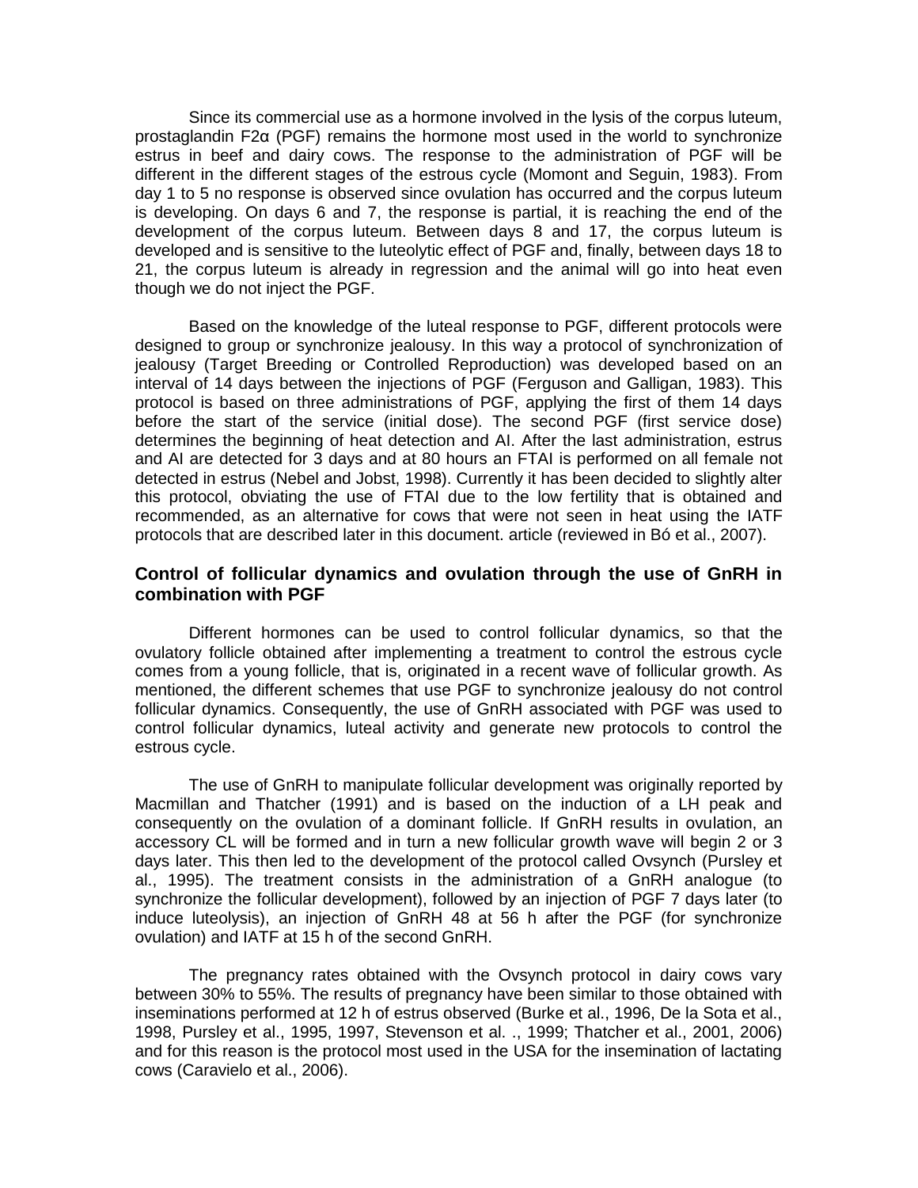Since its commercial use as a hormone involved in the lysis of the corpus luteum, prostaglandin F2α (PGF) remains the hormone most used in the world to synchronize estrus in beef and dairy cows. The response to the administration of PGF will be different in the different stages of the estrous cycle (Momont and Seguin, 1983). From day 1 to 5 no response is observed since ovulation has occurred and the corpus luteum is developing. On days 6 and 7, the response is partial, it is reaching the end of the development of the corpus luteum. Between days 8 and 17, the corpus luteum is developed and is sensitive to the luteolytic effect of PGF and, finally, between days 18 to 21, the corpus luteum is already in regression and the animal will go into heat even though we do not inject the PGF.

Based on the knowledge of the luteal response to PGF, different protocols were designed to group or synchronize jealousy. In this way a protocol of synchronization of jealousy (Target Breeding or Controlled Reproduction) was developed based on an interval of 14 days between the injections of PGF (Ferguson and Galligan, 1983). This protocol is based on three administrations of PGF, applying the first of them 14 days before the start of the service (initial dose). The second PGF (first service dose) determines the beginning of heat detection and AI. After the last administration, estrus and AI are detected for 3 days and at 80 hours an FTAI is performed on all female not detected in estrus (Nebel and Jobst, 1998). Currently it has been decided to slightly alter this protocol, obviating the use of FTAI due to the low fertility that is obtained and recommended, as an alternative for cows that were not seen in heat using the IATF protocols that are described later in this document. article (reviewed in Bó et al., 2007).

## Control of follicular dynamics and ovulation through the use of GnRH in combination with PGF

Different hormones can be used to control follicular dynamics, so that the ovulatory follicle obtained after implementing a treatment to control the estrous cycle comes from a young follicle, that is, originated in a recent wave of follicular growth. As mentioned, the different schemes that use PGF to synchronize jealousy do not control follicular dynamics. Consequently, the use of GnRH associated with PGF was used to control follicular dynamics, luteal activity and generate new protocols to control the estrous cycle.

The use of GnRH to manipulate follicular development was originally reported by Macmillan and Thatcher (1991) and is based on the induction of a LH peak and consequently on the ovulation of a dominant follicle. If GnRH results in ovulation, an accessory CL will be formed and in turn a new follicular growth wave will begin 2 or 3 days later. This then led to the development of the protocol called Ovsynch (Pursley et al., 1995). The treatment consists in the administration of a GnRH analogue (to synchronize the follicular development), followed by an injection of PGF 7 days later (to induce luteolysis), an injection of GnRH 48 at 56 h after the PGF (for synchronize ovulation) and IATF at 15 h of the second GnRH.

The pregnancy rates obtained with the Ovsynch protocol in dairy cows vary between 30% to 55%. The results of pregnancy have been similar to those obtained with inseminations performed at 12 h of estrus observed (Burke et al., 1996, De la Sota et al., 1998, Pursley et al., 1995, 1997, Stevenson et al. ., 1999; Thatcher et al., 2001, 2006) and for this reason is the protocol most used in the USA for the insemination of lactating cows (Caravielo et al., 2006).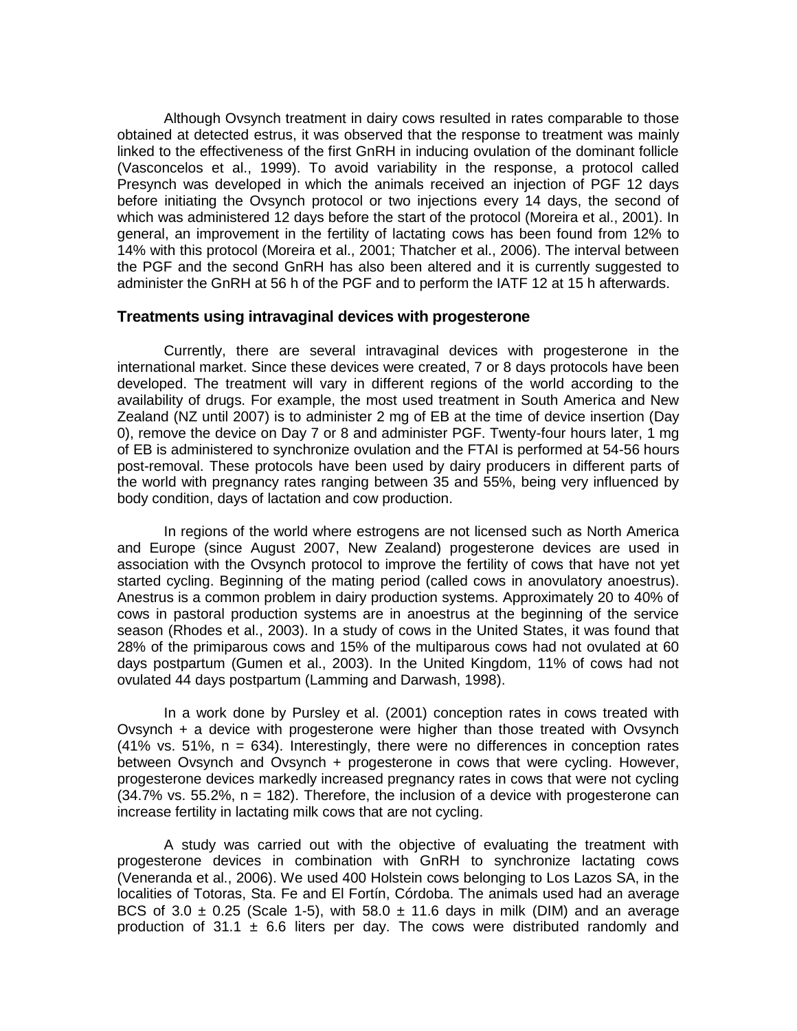Although Ovsynch treatment in dairy cows resulted in rates comparable to those obtained at detected estrus, it was observed that the response to treatment was mainly linked to the effectiveness of the first GnRH in inducing ovulation of the dominant follicle (Vasconcelos et al., 1999). To avoid variability in the response, a protocol called Presynch was developed in which the animals received an injection of PGF 12 days before initiating the Ovsynch protocol or two injections every 14 days, the second of which was administered 12 days before the start of the protocol (Moreira et al., 2001). In general, an improvement in the fertility of lactating cows has been found from 12% to 14% with this protocol (Moreira et al., 2001; Thatcher et al., 2006). The interval between the PGF and the second GnRH has also been altered and it is currently suggested to administer the GnRH at 56 h of the PGF and to perform the IATF 12 at 15 h afterwards.

## Treatments using intravaginal devices with progesterone

Currently, there are several intravaginal devices with progesterone in the international market. Since these devices were created, 7 or 8 days protocols have been developed. The treatment will vary in different regions of the world according to the availability of drugs. For example, the most used treatment in South America and New Zealand (NZ until 2007) is to administer 2 mg of EB at the time of device insertion (Day 0), remove the device on Day 7 or 8 and administer PGF. Twenty-four hours later, 1 mg of EB is administered to synchronize ovulation and the FTAI is performed at 54-56 hours post-removal. These protocols have been used by dairy producers in different parts of the world with pregnancy rates ranging between 35 and 55%, being very influenced by body condition, days of lactation and cow production.

In regions of the world where estrogens are not licensed such as North America and Europe (since August 2007, New Zealand) progesterone devices are used in association with the Ovsynch protocol to improve the fertility of cows that have not yet started cycling. Beginning of the mating period (called cows in anovulatory anoestrus). Anestrus is a common problem in dairy production systems. Approximately 20 to 40% of cows in pastoral production systems are in anoestrus at the beginning of the service season (Rhodes et al., 2003). In a study of cows in the United States, it was found that 28% of the primiparous cows and 15% of the multiparous cows had not ovulated at 60 days postpartum (Gumen et al., 2003). In the United Kingdom, 11% of cows had not ovulated 44 days postpartum (Lamming and Darwash, 1998).

In a work done by Pursley et al. (2001) conception rates in cows treated with Ovsynch + a device with progesterone were higher than those treated with Ovsynch (41% vs. 51%, n = 634). Interestingly, there were no differences in conception rates between Ovsynch and Ovsynch + progesterone in cows that were cycling. However, progesterone devices markedly increased pregnancy rates in cows that were not cycling (34.7% vs. 55.2%, n = 182). Therefore, the inclusion of a device with progesterone can increase fertility in lactating milk cows that are not cycling.

A study was carried out with the objective of evaluating the treatment with progesterone devices in combination with GnRH to synchronize lactating cows (Veneranda et al., 2006). We used 400 Holstein cows belonging to Los Lazos SA, in the localities of Totoras, Sta. Fe and El Fortín, Córdoba. The animals used had an average BCS of 3.0 ± 0.25 (Scale 1-5), with 58.0 ± 11.6 days in milk (DIM) and an average production of 31.1 ± 6.6 liters per day. The cows were distributed randomly and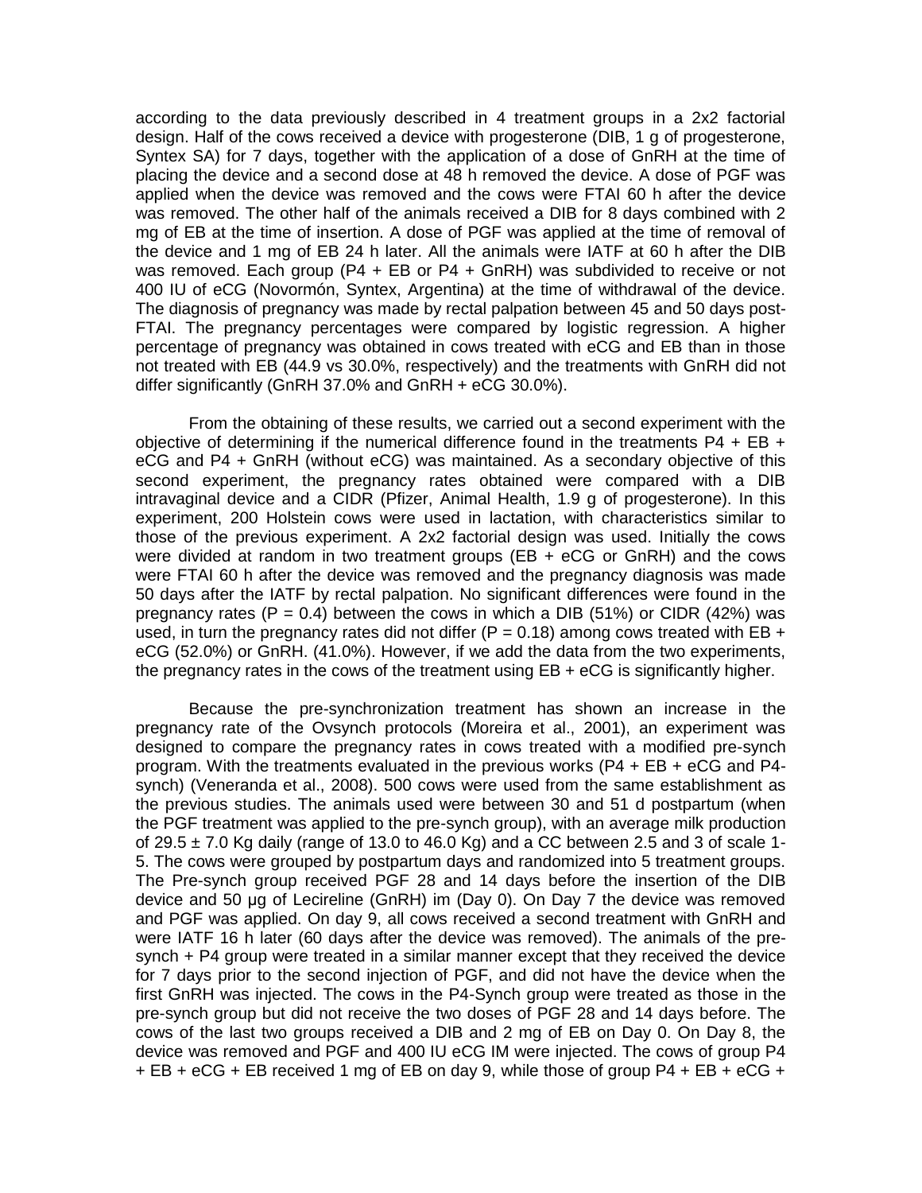according to the data previously described in 4 treatment groups in a 2x2 factorial design. Half of the cows received a device with progesterone (DIB, 1 g of progesterone, Syntex SA) for 7 days, together with the application of a dose of GnRH at the time of placing the device and a second dose at 48 h removed the device. A dose of PGF was applied when the device was removed and the cows were FTAI 60 h after the device was removed. The other half of the animals received a DIB for 8 days combined with 2 mg of EB at the time of insertion. A dose of PGF was applied at the time of removal of the device and 1 mg of EB 24 h later. All the animals were IATF at 60 h after the DIB was removed. Each group (P4 + EB or P4 + GnRH) was subdivided to receive or not 400 IU of eCG (Novormón, Syntex, Argentina) at the time of withdrawal of the device. The diagnosis of pregnancy was made by rectal palpation between 45 and 50 days post-FTAI. The pregnancy percentages were compared by logistic regression. A higher percentage of pregnancy was obtained in cows treated with eCG and EB than in those not treated with EB (44.9 vs 30.0%, respectively) and the treatments with GnRH did not differ significantly (GnRH 37.0% and GnRH + eCG 30.0%).

From the obtaining of these results, we carried out a second experiment with the objective of determining if the numerical difference found in the treatments P4 + EB + eCG and P4 + GnRH (without eCG) was maintained. As a secondary objective of this second experiment, the pregnancy rates obtained were compared with a DIB intravaginal device and a CIDR (Pfizer, Animal Health, 1.9 g of progesterone). In this experiment, 200 Holstein cows were used in lactation, with characteristics similar to those of the previous experiment. A 2x2 factorial design was used. Initially the cows were divided at random in two treatment groups (EB + eCG or GnRH) and the cows were FTAI 60 h after the device was removed and the pregnancy diagnosis was made 50 days after the IATF by rectal palpation. No significant differences were found in the pregnancy rates ($P = 0.4$) between the cows in which a DIB (51%) or CIDR (42%) was used, in turn the pregnancy rates did not differ ($P = 0.18$) among cows treated with EB + eCG (52.0%) or GnRH. (41.0%). However, if we add the data from the two experiments, the pregnancy rates in the cows of the treatment using EB + eCG is significantly higher.

Because the pre-synchronization treatment has shown an increase in the pregnancy rate of the Ovsynch protocols (Moreira et al., 2001), an experiment was designed to compare the pregnancy rates in cows treated with a modified pre-synch program. With the treatments evaluated in the previous works (P4 + EB + eCG and P4-synch) (Veneranda et al., 2008). 500 cows were used from the same establishment as the previous studies. The animals used were between 30 and 51 d postpartum (when the PGF treatment was applied to the pre-synch group), with an average milk production of $29.5 \pm 7.0$ Kg daily (range of 13.0 to 46.0 Kg) and a CC between 2.5 and 3 of scale 1-5. The cows were grouped by postpartum days and randomized into 5 treatment groups. The Pre-synch group received PGF 28 and 14 days before the insertion of the DIB device and 50 µg of Lecireline (GnRH) im (Day 0). On Day 7 the device was removed and PGF was applied. On day 9, all cows received a second treatment with GnRH and were IATF 16 h later (60 days after the device was removed). The animals of the pre-synch + P4 group were treated in a similar manner except that they received the device for 7 days prior to the second injection of PGF, and did not have the device when the first GnRH was injected. The cows in the P4-Synch group were treated as those in the pre-synch group but did not receive the two doses of PGF 28 and 14 days before. The cows of the last two groups received a DIB and 2 mg of EB on Day 0. On Day 8, the device was removed and PGF and 400 IU eCG IM were injected. The cows of group P4 + EB + eCG + EB received 1 mg of EB on day 9, while those of group P4 + EB + eCG +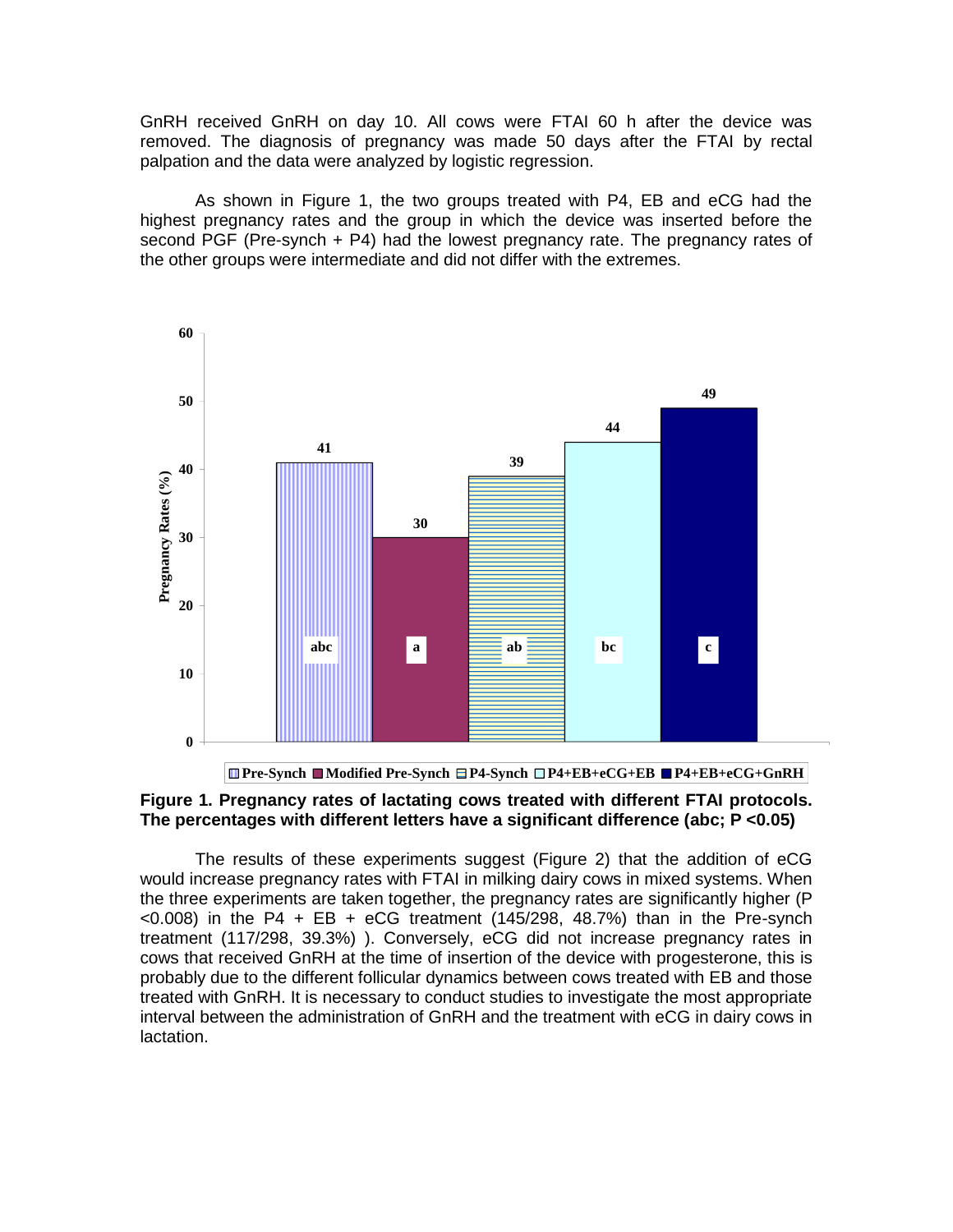GnRH received GnRH on day 10. All cows were FTAI 60 h after the device was removed. The diagnosis of pregnancy was made 50 days after the FTAI by rectal palpation and the data were analyzed by logistic regression.

As shown in Figure 1, the two groups treated with P4, EB and eCG had the highest pregnancy rates and the group in which the device was inserted before the second PGF (Pre-synch + P4) had the lowest pregnancy rate. The pregnancy rates of the other groups were intermediate and did not differ with the extremes.

**Figure 1. Pregnancy rates of lactating cows treated with different FTAI protocols. The percentages with different letters have a significant difference (abc; P <0.05)**

The results of these experiments suggest (Figure 2) that the addition of eCG would increase pregnancy rates with FTAI in milking dairy cows in mixed systems. When the three experiments are taken together, the pregnancy rates are significantly higher ($P < 0.008$) in the P4 + EB + eCG treatment (145/298, 48.7%) than in the Pre-synch treatment (117/298, 39.3%) ). Conversely, eCG did not increase pregnancy rates in cows that received GnRH at the time of insertion of the device with progesterone, this is probably due to the different follicular dynamics between cows treated with EB and those treated with GnRH. It is necessary to conduct studies to investigate the most appropriate interval between the administration of GnRH and the treatment with eCG in dairy cows in lactation.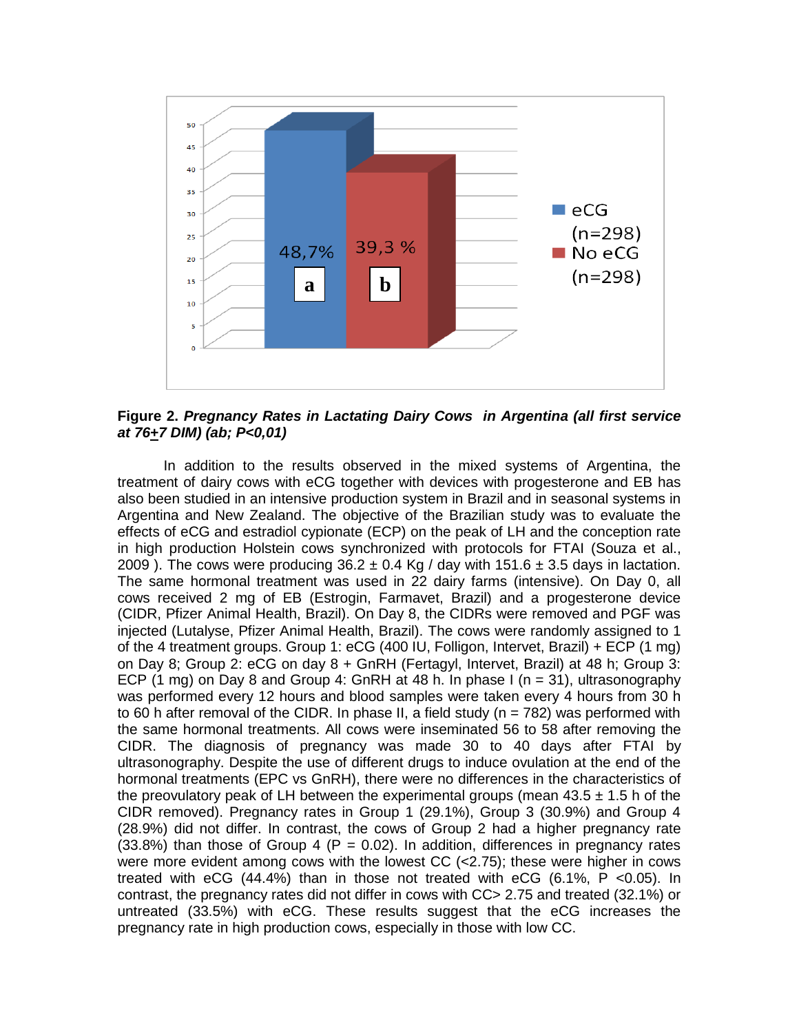**Figure 2.** ***Pregnancy Rates in Lactating Dairy Cows in Argentina (all first service at 76±7 DIM) (ab; P<0,01)***

In addition to the results observed in the mixed systems of Argentina, the treatment of dairy cows with eCG together with devices with progesterone and EB has also been studied in an intensive production system in Brazil and in seasonal systems in Argentina and New Zealand. The objective of the Brazilian study was to evaluate the effects of eCG and estradiol cypionate (ECP) on the peak of LH and the conception rate in high production Holstein cows synchronized with protocols for FTAI (Souza et al., 2009 ). The cows were producing 36.2 ± 0.4 Kg / day with 151.6 ± 3.5 days in lactation. The same hormonal treatment was used in 22 dairy farms (intensive). On Day 0, all cows received 2 mg of EB (Estrogin, Farmavet, Brazil) and a progesterone device (CIDR, Pfizer Animal Health, Brazil). On Day 8, the CIDRs were removed and PGF was injected (Lutalyse, Pfizer Animal Health, Brazil). The cows were randomly assigned to 1 of the 4 treatment groups. Group 1: eCG (400 IU, Folligon, Intervet, Brazil) + ECP (1 mg) on Day 8; Group 2: eCG on day 8 + GnRH (Fertagyl, Intervet, Brazil) at 48 h; Group 3: ECP (1 mg) on Day 8 and Group 4: GnRH at 48 h. In phase I (n = 31), ultrasonography was performed every 12 hours and blood samples were taken every 4 hours from 30 h to 60 h after removal of the CIDR. In phase II, a field study (n = 782) was performed with the same hormonal treatments. All cows were inseminated 56 to 58 after removing the CIDR. The diagnosis of pregnancy was made 30 to 40 days after FTAI by ultrasonography. Despite the use of different drugs to induce ovulation at the end of the hormonal treatments (EPC vs GnRH), there were no differences in the characteristics of the preovulatory peak of LH between the experimental groups (mean 43.5 ± 1.5 h of the CIDR removed). Pregnancy rates in Group 1 (29.1%), Group 3 (30.9%) and Group 4 (28.9%) did not differ. In contrast, the cows of Group 2 had a higher pregnancy rate (33.8%) than those of Group 4 (P = 0.02). In addition, differences in pregnancy rates were more evident among cows with the lowest CC (<2.75); these were higher in cows treated with eCG (44.4%) than in those not treated with eCG (6.1%, P <0.05). In contrast, the pregnancy rates did not differ in cows with CC> 2.75 and treated (32.1%) or untreated (33.5%) with eCG. These results suggest that the eCG increases the pregnancy rate in high production cows, especially in those with low CC.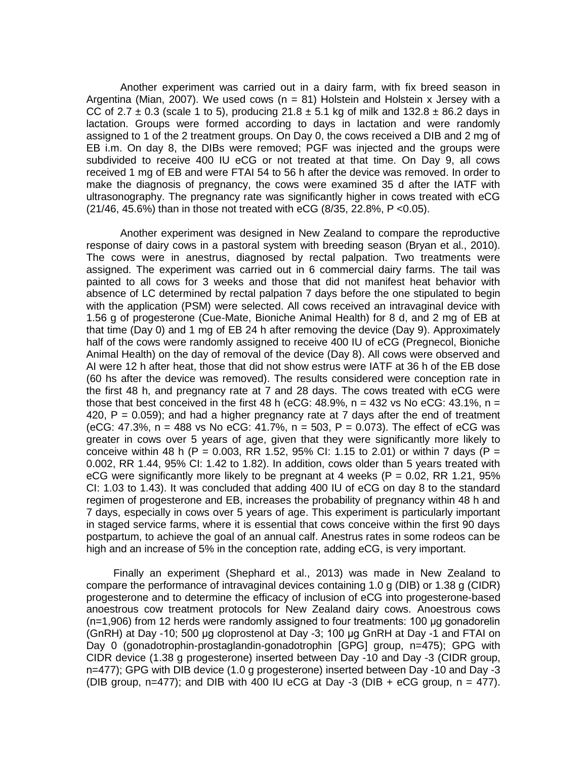Another experiment was carried out in a dairy farm, with fix breed season in Argentina (Mian, 2007). We used cows (n = 81) Holstein and Holstein x Jersey with a CC of 2.7 ± 0.3 (scale 1 to 5), producing 21.8 ± 5.1 kg of milk and 132.8 ± 86.2 days in lactation. Groups were formed according to days in lactation and were randomly assigned to 1 of the 2 treatment groups. On Day 0, the cows received a DIB and 2 mg of EB i.m. On day 8, the DIBs were removed; PGF was injected and the groups were subdivided to receive 400 IU eCG or not treated at that time. On Day 9, all cows received 1 mg of EB and were FTAI 54 to 56 h after the device was removed. In order to make the diagnosis of pregnancy, the cows were examined 35 d after the IATF with ultrasonography. The pregnancy rate was significantly higher in cows treated with eCG (21/46, 45.6%) than in those not treated with eCG (8/35, 22.8%, P <0.05).

Another experiment was designed in New Zealand to compare the reproductive response of dairy cows in a pastoral system with breeding season (Bryan et al., 2010). The cows were in anestrus, diagnosed by rectal palpation. Two treatments were assigned. The experiment was carried out in 6 commercial dairy farms. The tail was painted to all cows for 3 weeks and those that did not manifest heat behavior with absence of LC determined by rectal palpation 7 days before the one stipulated to begin with the application (PSM) were selected. All cows received an intravaginal device with 1.56 g of progesterone (Cue-Mate, Bioniche Animal Health) for 8 d, and 2 mg of EB at that time (Day 0) and 1 mg of EB 24 h after removing the device (Day 9). Approximately half of the cows were randomly assigned to receive 400 IU of eCG (Pregnecol, Bioniche Animal Health) on the day of removal of the device (Day 8). All cows were observed and AI were 12 h after heat, those that did not show estrus were IATF at 36 h of the EB dose (60 hs after the device was removed). The results considered were conception rate in the first 48 h, and pregnancy rate at 7 and 28 days. The cows treated with eCG were those that best conceived in the first 48 h (eCG: 48.9%, n = 432 vs No eCG: 43.1%, n = 420, P = 0.059); and had a higher pregnancy rate at 7 days after the end of treatment (eCG: 47.3%, n = 488 vs No eCG: 41.7%, n = 503, P = 0.073). The effect of eCG was greater in cows over 5 years of age, given that they were significantly more likely to conceive within 48 h (P = 0.003, RR 1.52, 95% CI: 1.15 to 2.01) or within 7 days (P = 0.002, RR 1.44, 95% CI: 1.42 to 1.82). In addition, cows older than 5 years treated with eCG were significantly more likely to be pregnant at 4 weeks (P = 0.02, RR 1.21, 95% CI: 1.03 to 1.43). It was concluded that adding 400 IU of eCG on day 8 to the standard regimen of progesterone and EB, increases the probability of pregnancy within 48 h and 7 days, especially in cows over 5 years of age. This experiment is particularly important in staged service farms, where it is essential that cows conceive within the first 90 days postpartum, to achieve the goal of an annual calf. Anestrus rates in some rodeos can be high and an increase of 5% in the conception rate, adding eCG, is very important.

Finally an experiment (Shephard et al., 2013) was made in New Zealand to compare the performance of intravaginal devices containing 1.0 g (DIB) or 1.38 g (CIDR) progesterone and to determine the efficacy of inclusion of eCG into progesterone-based anoestrous cow treatment protocols for New Zealand dairy cows. Anoestrous cows (n=1,906) from 12 herds were randomly assigned to four treatments: 100 µg gonadorelin (GnRH) at Day -10; 500 µg cloprostenol at Day -3; 100 µg GnRH at Day -1 and FTAI on Day 0 (gonadotrophin-prostaglandin-gonadotrophin [GPG] group, n=475); GPG with CIDR device (1.38 g progesterone) inserted between Day -10 and Day -3 (CIDR group, n=477); GPG with DIB device (1.0 g progesterone) inserted between Day -10 and Day -3 (DIB group, n=477); and DIB with 400 IU eCG at Day -3 (DIB + eCG group, n = 477).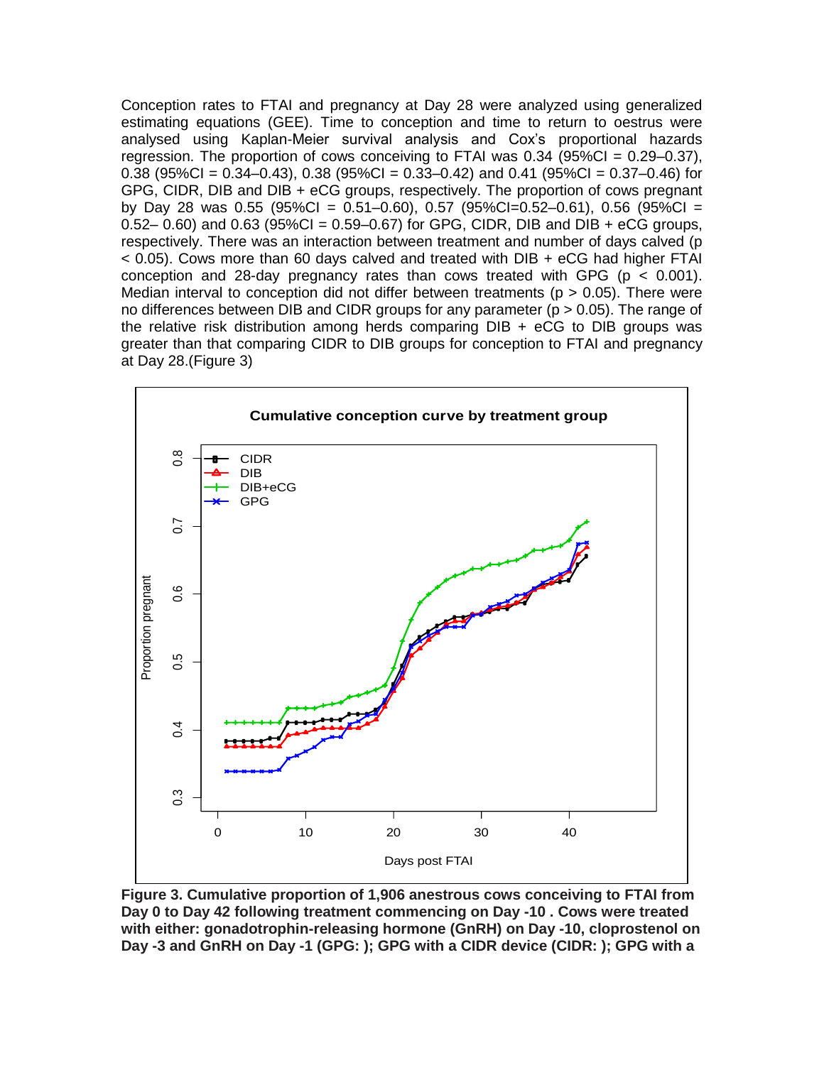Conception rates to FTAI and pregnancy at Day 28 were analyzed using generalized estimating equations (GEE). Time to conception and time to return to oestrus were analysed using Kaplan-Meier survival analysis and Cox's proportional hazards regression. The proportion of cows conceiving to FTAI was 0.34 (95%CI = 0.29–0.37), 0.38 (95%CI = 0.34–0.43), 0.38 (95%CI = 0.33–0.42) and 0.41 (95%CI = 0.37–0.46) for GPG, CIDR, DIB and DIB + eCG groups, respectively. The proportion of cows pregnant by Day 28 was 0.55 (95%CI = 0.51–0.60), 0.57 (95%CI=0.52–0.61), 0.56 (95%CI = 0.52– 0.60) and 0.63 (95%CI = 0.59–0.67) for GPG, CIDR, DIB and DIB + eCG groups, respectively. There was an interaction between treatment and number of days calved ($p < 0.05$). Cows more than 60 days calved and treated with DIB + eCG had higher FTAI conception and 28-day pregnancy rates than cows treated with GPG ($p < 0.001$). Median interval to conception did not differ between treatments ($p > 0.05$). There were no differences between DIB and CIDR groups for any parameter ($p > 0.05$). The range of the relative risk distribution among herds comparing DIB + eCG to DIB groups was greater than that comparing CIDR to DIB groups for conception to FTAI and pregnancy at Day 28.(Figure 3)

**Figure 3. Cumulative proportion of 1,906 anestrous cows conceiving to FTAI from Day 0 to Day 42 following treatment commencing on Day -10 . Cows were treated with either: gonadotrophin-releasing hormone (GnRH) on Day -10, cloprostenol on Day -3 and GnRH on Day -1 (GPG: ); GPG with a CIDR device (CIDR: ); GPG with a**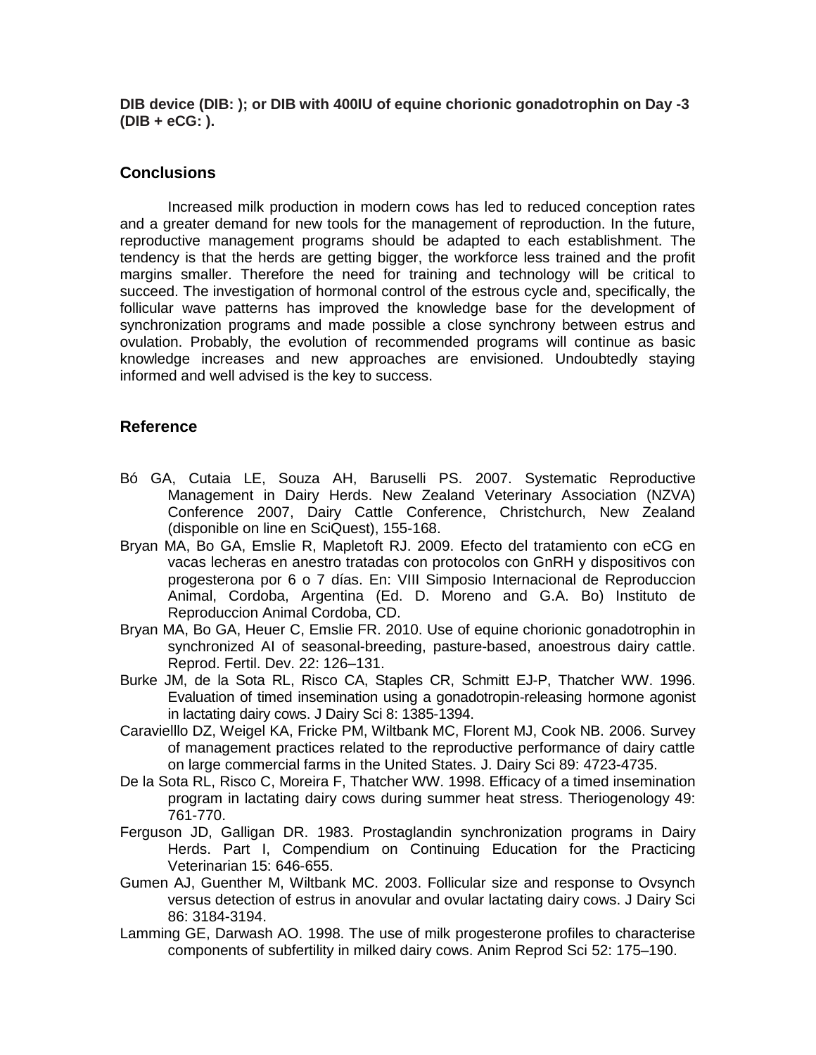**DIB device (DIB: ); or DIB with 400IU of equine chorionic gonadotrophin on Day -3 (DIB + eCG: ).**

## Conclusions

Increased milk production in modern cows has led to reduced conception rates and a greater demand for new tools for the management of reproduction. In the future, reproductive management programs should be adapted to each establishment. The tendency is that the herds are getting bigger, the workforce less trained and the profit margins smaller. Therefore the need for training and technology will be critical to succeed. The investigation of hormonal control of the estrous cycle and, specifically, the follicular wave patterns has improved the knowledge base for the development of synchronization programs and made possible a close synchrony between estrus and ovulation. Probably, the evolution of recommended programs will continue as basic knowledge increases and new approaches are envisioned. Undoubtedly staying informed and well advised is the key to success.

## Reference

Bó GA, Cutaia LE, Souza AH, Baruselli PS. 2007. Systematic Reproductive Management in Dairy Herds. New Zealand Veterinary Association (NZVA) Conference 2007, Dairy Cattle Conference, Christchurch, New Zealand (disponible on line en SciQuest), 155-168.

Bryan MA, Bo GA, Emslie R, Mapletoft RJ. 2009. Efecto del tratamiento con eCG en vacas lecheras en anestro tratadas con protocolos con GnRH y dispositivos con progesterona por 6 o 7 días. En: VIII Simposio Internacional de Reproduccion Animal, Cordoba, Argentina (Ed. D. Moreno and G.A. Bo) Instituto de Reproduccion Animal Cordoba, CD.

Bryan MA, Bo GA, Heuer C, Emslie FR. 2010. Use of equine chorionic gonadotrophin in synchronized AI of seasonal-breeding, pasture-based, anoestrous dairy cattle. Reprod. Fertil. Dev. 22: 126–131.

Burke JM, de la Sota RL, Risco CA, Staples CR, Schmitt EJ-P, Thatcher WW. 1996. Evaluation of timed insemination using a gonadotropin-releasing hormone agonist in lactating dairy cows. J Dairy Sci 8: 1385-1394.

Caraviello DZ, Weigel KA, Fricke PM, Wiltbank MC, Florent MJ, Cook NB. 2006. Survey of management practices related to the reproductive performance of dairy cattle on large commercial farms in the United States. J. Dairy Sci 89: 4723-4735.

De la Sota RL, Risco C, Moreira F, Thatcher WW. 1998. Efficacy of a timed insemination program in lactating dairy cows during summer heat stress. Theriogenology 49: 761-770.

Ferguson JD, Galligan DR. 1983. Prostaglandin synchronization programs in Dairy Herds. Part I, Compendium on Continuing Education for the Practicing Veterinarian 15: 646-655.

Gumen AJ, Guenther M, Wiltbank MC. 2003. Follicular size and response to Ovsynch versus detection of estrus in anovular and ovular lactating dairy cows. J Dairy Sci 86: 3184-3194.

Lamming GE, Darwash AO. 1998. The use of milk progesterone profiles to characterise components of subfertility in milked dairy cows. Anim Reprod Sci 52: 175–190.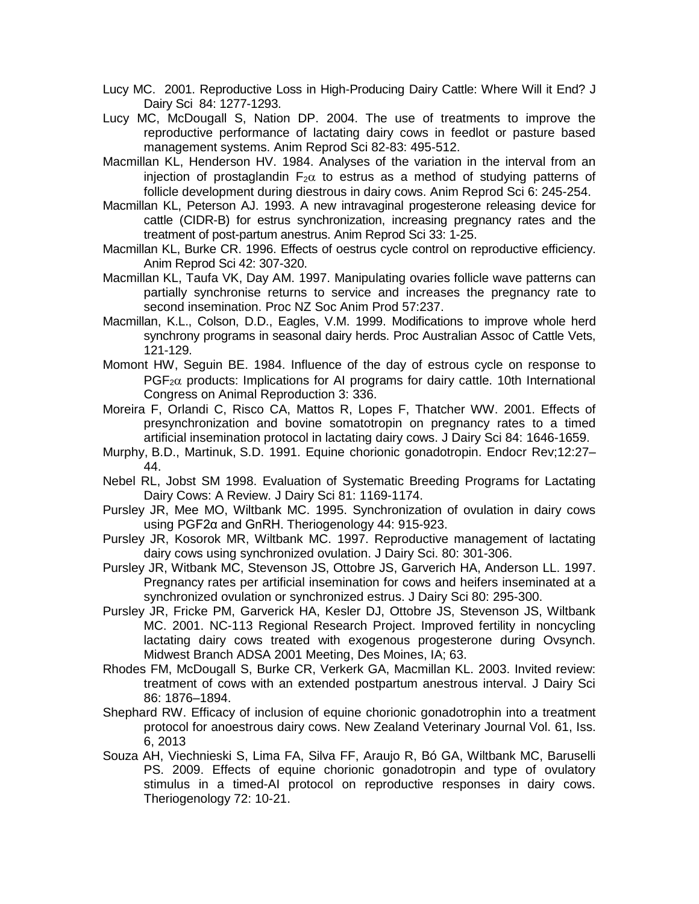Lucy MC. 2001. Reproductive Loss in High-Producing Dairy Cattle: Where Will it End? J Dairy Sci 84: 1277-1293.

Lucy MC, McDougall S, Nation DP. 2004. The use of treatments to improve the reproductive performance of lactating dairy cows in feedlot or pasture based management systems. Anim Reprod Sci 82-83: 495-512.

Macmillan KL, Henderson HV. 1984. Analyses of the variation in the interval from an injection of prostaglandin $F_{2}\alpha$ to estrus as a method of studying patterns of follicle development during diestrous in dairy cows. Anim Reprod Sci 6: 245-254.

Macmillan KL, Peterson AJ. 1993. A new intravaginal progesterone releasing device for cattle (CIDR-B) for estrus synchronization, increasing pregnancy rates and the treatment of post-partum anestrus. Anim Reprod Sci 33: 1-25.

Macmillan KL, Burke CR. 1996. Effects of oestrus cycle control on reproductive efficiency. Anim Reprod Sci 42: 307-320.

Macmillan KL, Taufa VK, Day AM. 1997. Manipulating ovaries follicle wave patterns can partially synchronise returns to service and increases the pregnancy rate to second insemination. Proc NZ Soc Anim Prod 57:237.

Macmillan, K.L., Colson, D.D., Eagles, V.M. 1999. Modifications to improve whole herd synchrony programs in seasonal dairy herds. Proc Australian Assoc of Cattle Vets, 121-129.

Momont HW, Seguin BE. 1984. Influence of the day of estrous cycle on response to $PGF_{2}\alpha$ products: Implications for AI programs for dairy cattle. 10th International Congress on Animal Reproduction 3: 336.

Moreira F, Orlandi C, Risco CA, Mattos R, Lopes F, Thatcher WW. 2001. Effects of presynchronization and bovine somatotropin on pregnancy rates to a timed artificial insemination protocol in lactating dairy cows. J Dairy Sci 84: 1646-1659.

Murphy, B.D., Martinuk, S.D. 1991. Equine chorionic gonadotropin. Endocr Rev;12:27–44.

Nebel RL, Jobst SM 1998. Evaluation of Systematic Breeding Programs for Lactating Dairy Cows: A Review. J Dairy Sci 81: 1169-1174.

Pursley JR, Mee MO, Wiltbank MC. 1995. Synchronization of ovulation in dairy cows using PGF2α and GnRH. Theriogenology 44: 915-923.

Pursley JR, Kosorok MR, Wiltbank MC. 1997. Reproductive management of lactating dairy cows using synchronized ovulation. J Dairy Sci. 80: 301-306.

Pursley JR, Witbank MC, Stevenson JS, Ottobre JS, Garverich HA, Anderson LL. 1997. Pregnancy rates per artificial insemination for cows and heifers inseminated at a synchronized ovulation or synchronized estrus. J Dairy Sci 80: 295-300.

Pursley JR, Fricke PM, Garverick HA, Kesler DJ, Ottobre JS, Stevenson JS, Wiltbank MC. 2001. NC-113 Regional Research Project. Improved fertility in noncycling lactating dairy cows treated with exogenous progesterone during Ovsynch. Midwest Branch ADSA 2001 Meeting, Des Moines, IA; 63.

Rhodes FM, McDougall S, Burke CR, Verkerk GA, Macmillan KL. 2003. Invited review: treatment of cows with an extended postpartum anestrous interval. J Dairy Sci 86: 1876–1894.

Shephard RW. Efficacy of inclusion of equine chorionic gonadotrophin into a treatment protocol for anoestrous dairy cows. New Zealand Veterinary Journal Vol. 61, Iss. 6, 2013

Souza AH, Viechnieski S, Lima FA, Silva FF, Araujo R, Bó GA, Wiltbank MC, Baruselli PS. 2009. Effects of equine chorionic gonadotropin and type of ovulatory stimulus in a timed-AI protocol on reproductive responses in dairy cows. Theriogenology 72: 10-21.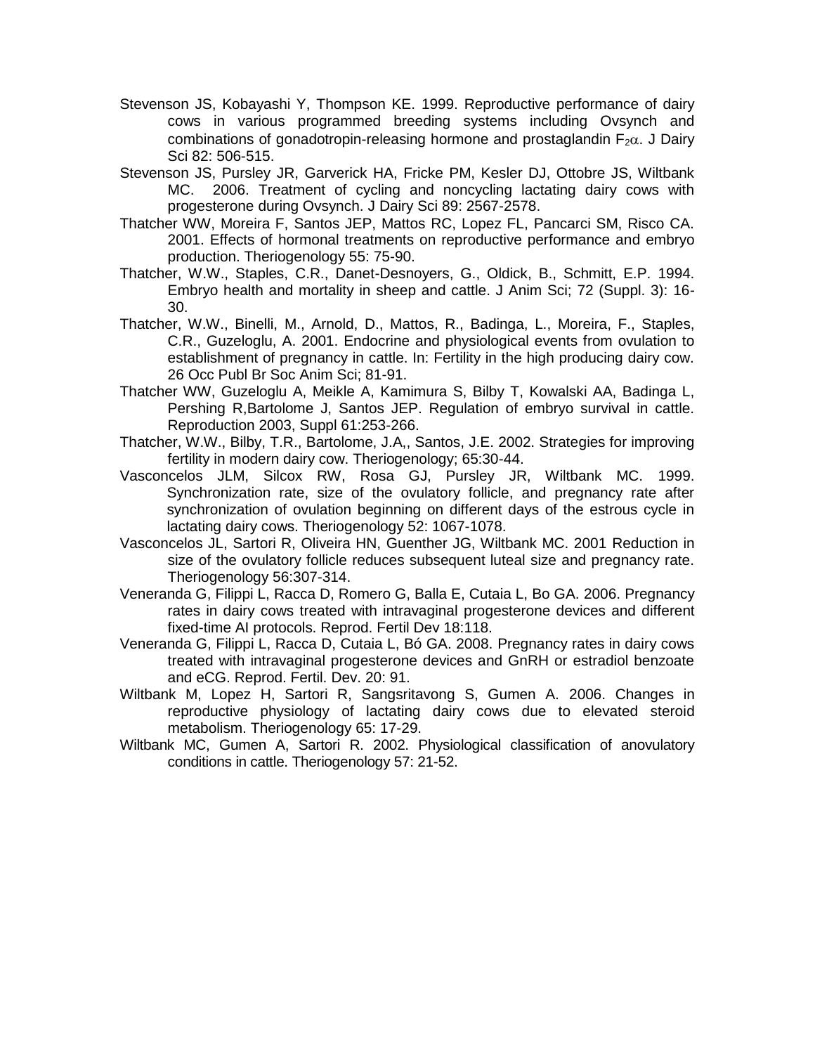Stevenson JS, Kobayashi Y, Thompson KE. 1999. Reproductive performance of dairy cows in various programmed breeding systems including Ovsynch and combinations of gonadotropin-releasing hormone and prostaglandin $F_{2}\alpha$. J Dairy Sci 82: 506-515.

Stevenson JS, Pursley JR, Garverick HA, Fricke PM, Kesler DJ, Ottobre JS, Wiltbank MC. 2006. Treatment of cycling and noncycling lactating dairy cows with progesterone during Ovsynch. J Dairy Sci 89: 2567-2578.

Thatcher WW, Moreira F, Santos JEP, Mattos RC, Lopez FL, Pancarci SM, Risco CA. 2001. Effects of hormonal treatments on reproductive performance and embryo production. Theriogenology 55: 75-90.

Thatcher, W.W., Staples, C.R., Danet-Desnoyers, G., Oldick, B., Schmitt, E.P. 1994. Embryo health and mortality in sheep and cattle. J Anim Sci; 72 (Suppl. 3): 16-30.

Thatcher, W.W., Binelli, M., Arnold, D., Mattos, R., Badinga, L., Moreira, F., Staples, C.R., Guzeloglu, A. 2001. Endocrine and physiological events from ovulation to establishment of pregnancy in cattle. In: Fertility in the high producing dairy cow. 26 Occ Publ Br Soc Anim Sci; 81-91.

Thatcher WW, Guzeloglu A, Meikle A, Kamimura S, Bilby T, Kowalski AA, Badinga L, Pershing R,Bartolome J, Santos JEP. Regulation of embryo survival in cattle. Reproduction 2003, Suppl 61:253-266.

Thatcher, W.W., Bilby, T.R., Bartolome, J.A,, Santos, J.E. 2002. Strategies for improving fertility in modern dairy cow. Theriogenology; 65:30-44.

Vasconcelos JLM, Silcox RW, Rosa GJ, Pursley JR, Wiltbank MC. 1999. Synchronization rate, size of the ovulatory follicle, and pregnancy rate after synchronization of ovulation beginning on different days of the estrous cycle in lactating dairy cows. Theriogenology 52: 1067-1078.

Vasconcelos JL, Sartori R, Oliveira HN, Guenther JG, Wiltbank MC. 2001 Reduction in size of the ovulatory follicle reduces subsequent luteal size and pregnancy rate. Theriogenology 56:307-314.

Veneranda G, Filippi L, Racca D, Romero G, Balla E, Cutaia L, Bo GA. 2006. Pregnancy rates in dairy cows treated with intravaginal progesterone devices and different fixed-time AI protocols. Reprod. Fertil Dev 18:118.

Veneranda G, Filippi L, Racca D, Cutaia L, Bó GA. 2008. Pregnancy rates in dairy cows treated with intravaginal progesterone devices and GnRH or estradiol benzoate and eCG. Reprod. Fertil. Dev. 20: 91.

Wiltbank M, Lopez H, Sartori R, Sangsritavong S, Gumen A. 2006. Changes in reproductive physiology of lactating dairy cows due to elevated steroid metabolism. Theriogenology 65: 17-29.

Wiltbank MC, Gumen A, Sartori R. 2002. Physiological classification of anovulatory conditions in cattle. Theriogenology 57: 21-52.